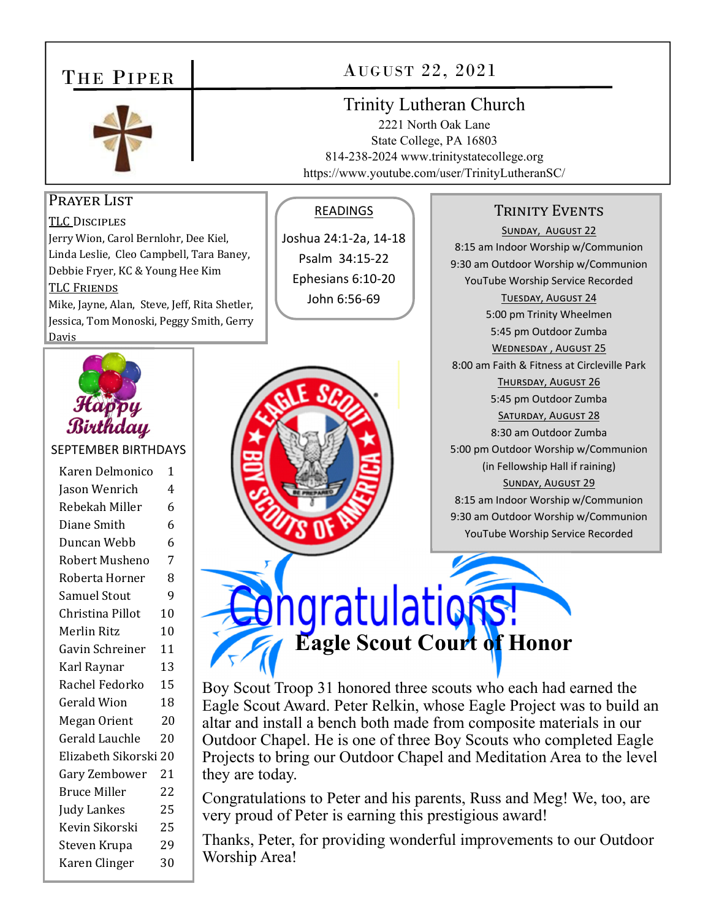# The Piper

## August 22, 2021

**Trinity Lutheran Church**
2221 North Oak Lane
State College, PA 16803
814-238-2024 www.trinitystatecollege.org
https://www.youtube.com/user/TrinityLutheranSC/

## Prayer List

**TLC Disciples**
Jerry Wion, Carol Bernlohr, Dee Kiel, Linda Leslie, Cleo Campbell, Tara Baney, Debbie Fryer, KC & Young Hee Kim

**TLC Friends**
Mike, Jayne, Alan, Steve, Jeff, Rita Shetler, Jessica, Tom Monoski, Peggy Smith, Gerry Davis

## Readings

Joshua 24:1-2a, 14-18
Psalm 34:15-22
Ephesians 6:10-20
John 6:56-69

## Trinity Events

**Sunday, August 22**
8:15 am Indoor Worship w/Communion
9:30 am Outdoor Worship w/Communion
YouTube Worship Service Recorded

**Tuesday, August 24**
5:00 pm Trinity Wheelmen
5:45 pm Outdoor Zumba

**Wednesday , August 25**
8:00 am Faith & Fitness at Circleville Park

**Thursday, August 26**
5:45 pm Outdoor Zumba

**Saturday, August 28**
8:30 am Outdoor Zumba
5:00 pm Outdoor Worship w/Communion
(in Fellowship Hall if raining)

**Sunday, August 29**
8:15 am Indoor Worship w/Communion
9:30 am Outdoor Worship w/Communion
YouTube Worship Service Recorded

## Happy Birthday

**SEPTEMBER BIRTHDAYS**

| | |
|---|---|
| Karen Delmonico | 1 |
| Jason Wenrich | 4 |
| Rebekah Miller | 6 |
| Diane Smith | 6 |
| Duncan Webb | 6 |
| Robert Musheno | 7 |
| Roberta Horner | 8 |
| Samuel Stout | 9 |
| Christina Pillot | 10 |
| Merlin Ritz | 10 |
| Gavin Schreiner | 11 |
| Karl Raynar | 13 |
| Rachel Fedorko | 15 |
| Gerald Wion | 18 |
| Megan Orient | 20 |
| Gerald Lauchle | 20 |
| Elizabeth Sikorski | 20 |
| Gary Zembower | 21 |
| Bruce Miller | 22 |
| Judy Lankes | 25 |
| Kevin Sikorski | 25 |
| Steven Krupa | 29 |
| Karen Clinger | 30 |

## Congratulations!

### Eagle Scout Court of Honor

Boy Scout Troop 31 honored three scouts who each had earned the Eagle Scout Award. Peter Relkin, whose Eagle Project was to build an altar and install a bench both made from composite materials in our Outdoor Chapel. He is one of three Boy Scouts who completed Eagle Projects to bring our Outdoor Chapel and Meditation Area to the level they are today.

Congratulations to Peter and his parents, Russ and Meg! We, too, are very proud of Peter is earning this prestigious award!

Thanks, Peter, for providing wonderful improvements to our Outdoor Worship Area!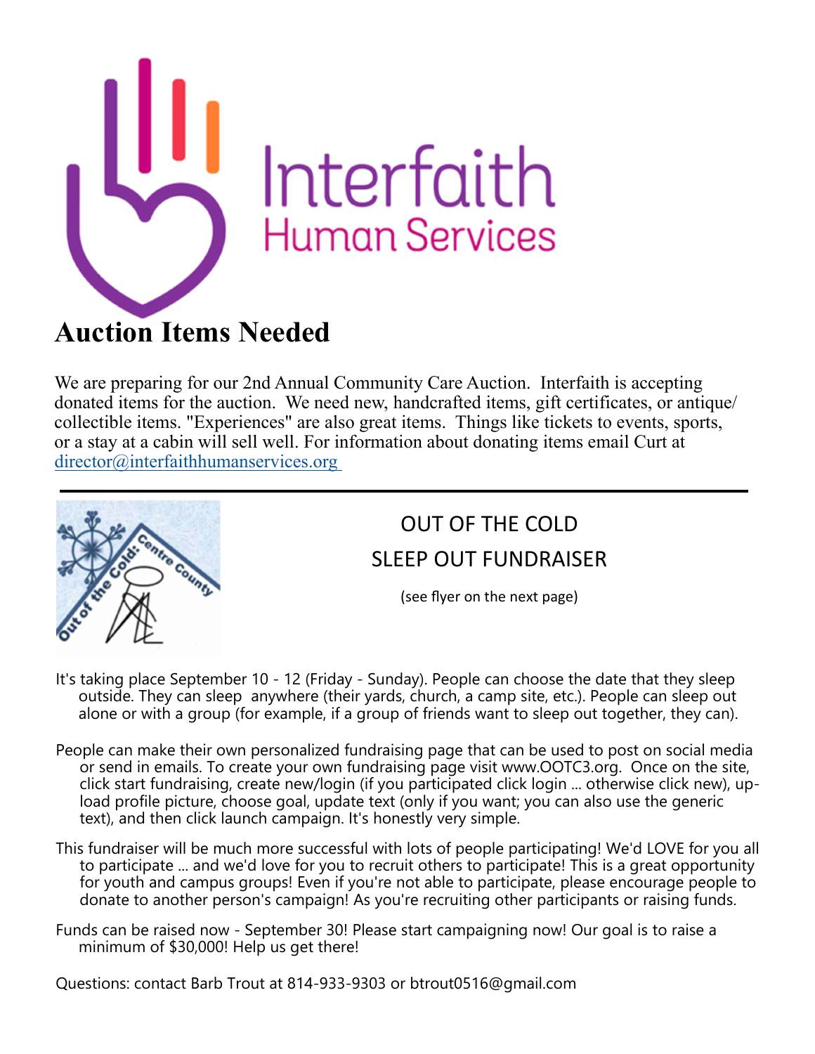Interfaith
Human Services

# Auction Items Needed

We are preparing for our 2nd Annual Community Care Auction. Interfaith is accepting donated items for the auction. We need new, handcrafted items, gift certificates, or antique/collectible items. "Experiences" are also great items. Things like tickets to events, sports, or a stay at a cabin will sell well. For information about donating items email Curt at director@interfaithhumanservices.org

---

## OUT OF THE COLD
## SLEEP OUT FUNDRAISER

(see flyer on the next page)

It's taking place September 10 - 12 (Friday - Sunday). People can choose the date that they sleep outside. They can sleep anywhere (their yards, church, a camp site, etc.). People can sleep out alone or with a group (for example, if a group of friends want to sleep out together, they can).

People can make their own personalized fundraising page that can be used to post on social media or send in emails. To create your own fundraising page visit www.OOTC3.org. Once on the site, click start fundraising, create new/login (if you participated click login ... otherwise click new), upload profile picture, choose goal, update text (only if you want; you can also use the generic text), and then click launch campaign. It's honestly very simple.

This fundraiser will be much more successful with lots of people participating! We'd LOVE for you all to participate ... and we'd love for you to recruit others to participate! This is a great opportunity for youth and campus groups! Even if you're not able to participate, please encourage people to donate to another person's campaign! As you're recruiting other participants or raising funds.

Funds can be raised now - September 30! Please start campaigning now! Our goal is to raise a minimum of $30,000! Help us get there!

Questions: contact Barb Trout at 814-933-9303 or btrout0516@gmail.com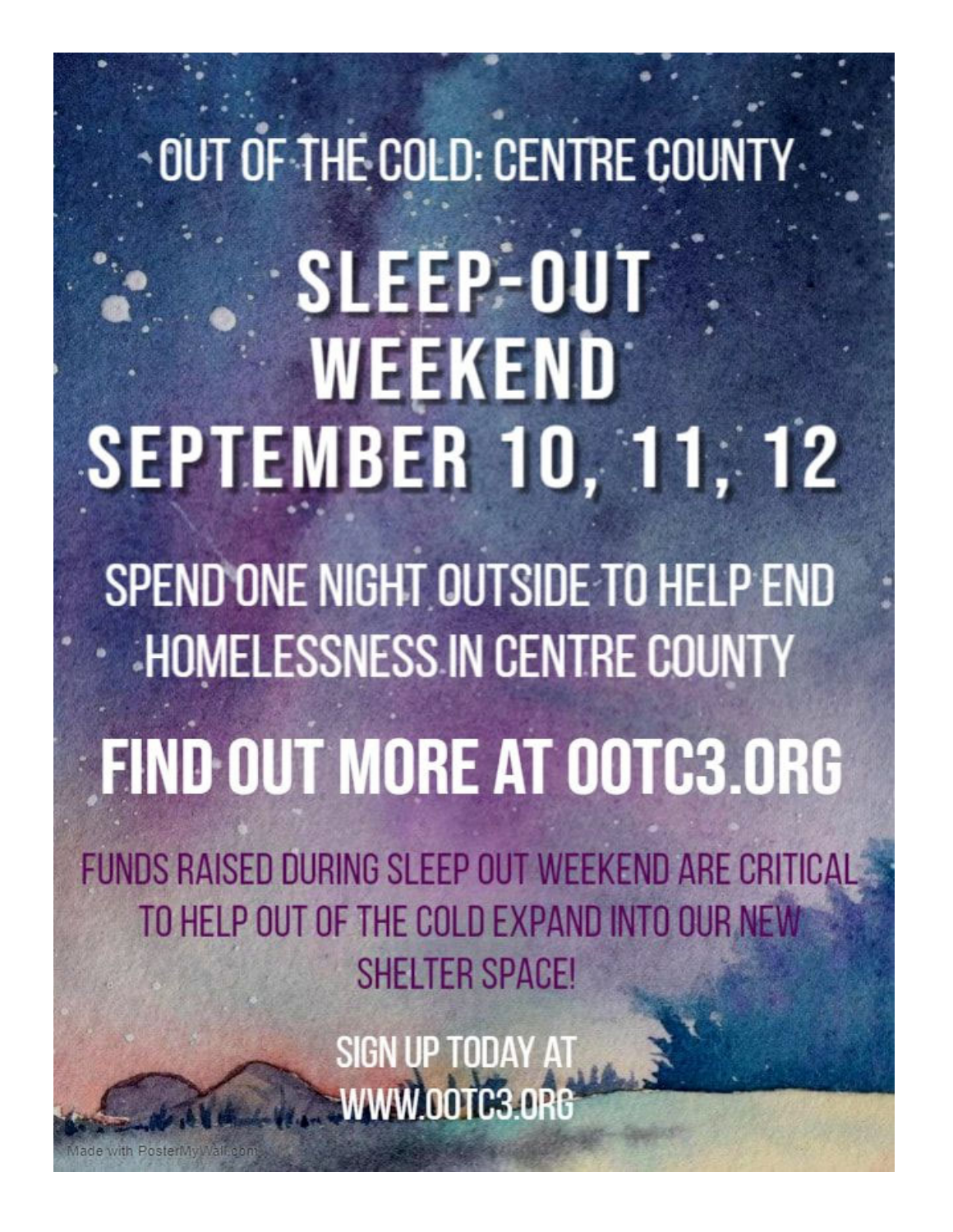# OUT OF THE COLD: CENTRE COUNTY

# SLEEP-OUT WEEKEND

# SEPTEMBER 10, 11, 12

## SPEND ONE NIGHT OUTSIDE TO HELP END HOMELESSNESS IN CENTRE COUNTY

# FIND OUT MORE AT OOTC3.ORG

FUNDS RAISED DURING SLEEP OUT WEEKEND ARE CRITICAL TO HELP OUT OF THE COLD EXPAND INTO OUR NEW SHELTER SPACE!

SIGN UP TODAY AT WWW.OOTC3.ORG

Made with PosterMyWall.com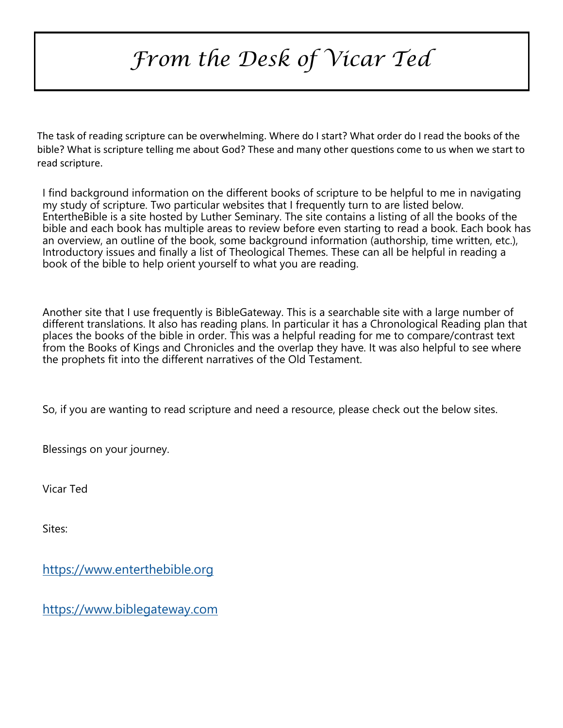# From the Desk of Vicar Ted

The task of reading scripture can be overwhelming. Where do I start? What order do I read the books of the bible? What is scripture telling me about God? These and many other questions come to us when we start to read scripture.

I find background information on the different books of scripture to be helpful to me in navigating my study of scripture. Two particular websites that I frequently turn to are listed below. EntertheBible is a site hosted by Luther Seminary. The site contains a listing of all the books of the bible and each book has multiple areas to review before even starting to read a book. Each book has an overview, an outline of the book, some background information (authorship, time written, etc.), Introductory issues and finally a list of Theological Themes. These can all be helpful in reading a book of the bible to help orient yourself to what you are reading.

Another site that I use frequently is BibleGateway. This is a searchable site with a large number of different translations. It also has reading plans. In particular it has a Chronological Reading plan that places the books of the bible in order. This was a helpful reading for me to compare/contrast text from the Books of Kings and Chronicles and the overlap they have. It was also helpful to see where the prophets fit into the different narratives of the Old Testament.

So, if you are wanting to read scripture and need a resource, please check out the below sites.

Blessings on your journey.

Vicar Ted

Sites:

https://www.enterthebible.org

https://www.biblegateway.com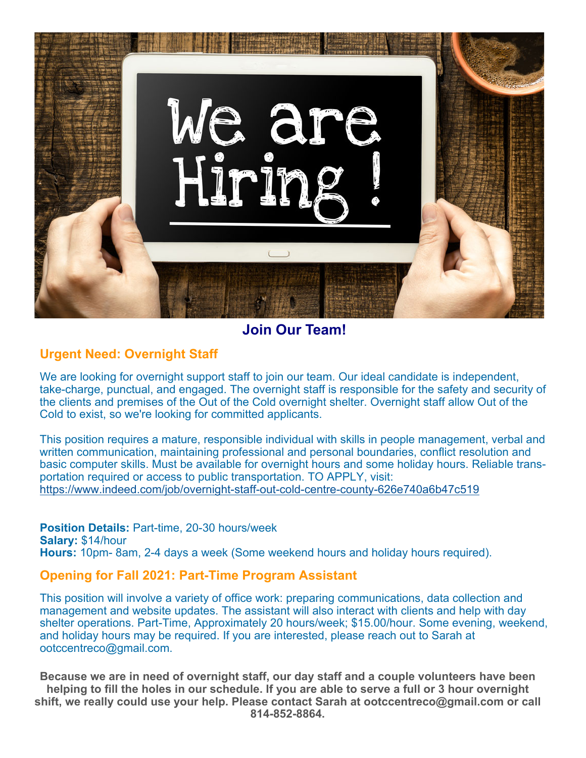## Join Our Team!

### Urgent Need: Overnight Staff

We are looking for overnight support staff to join our team. Our ideal candidate is independent, take-charge, punctual, and engaged. The overnight staff is responsible for the safety and security of the clients and premises of the Out of the Cold overnight shelter. Overnight staff allow Out of the Cold to exist, so we're looking for committed applicants.

This position requires a mature, responsible individual with skills in people management, verbal and written communication, maintaining professional and personal boundaries, conflict resolution and basic computer skills. Must be available for overnight hours and some holiday hours. Reliable transportation required or access to public transportation. TO APPLY, visit: https://www.indeed.com/job/overnight-staff-out-cold-centre-county-626e740a6b47c519

**Position Details:** Part-time, 20-30 hours/week
**Salary:** $14/hour
**Hours:** 10pm- 8am, 2-4 days a week (Some weekend hours and holiday hours required).

### Opening for Fall 2021: Part-Time Program Assistant

This position will involve a variety of office work: preparing communications, data collection and management and website updates. The assistant will also interact with clients and help with day shelter operations. Part-Time, Approximately 20 hours/week; $15.00/hour. Some evening, weekend, and holiday hours may be required. If you are interested, please reach out to Sarah at ootccentreco@gmail.com.

**Because we are in need of overnight staff, our day staff and a couple volunteers have been helping to fill the holes in our schedule. If you are able to serve a full or 3 hour overnight shift, we really could use your help. Please contact Sarah at ootccentreco@gmail.com or call 814-852-8864.**